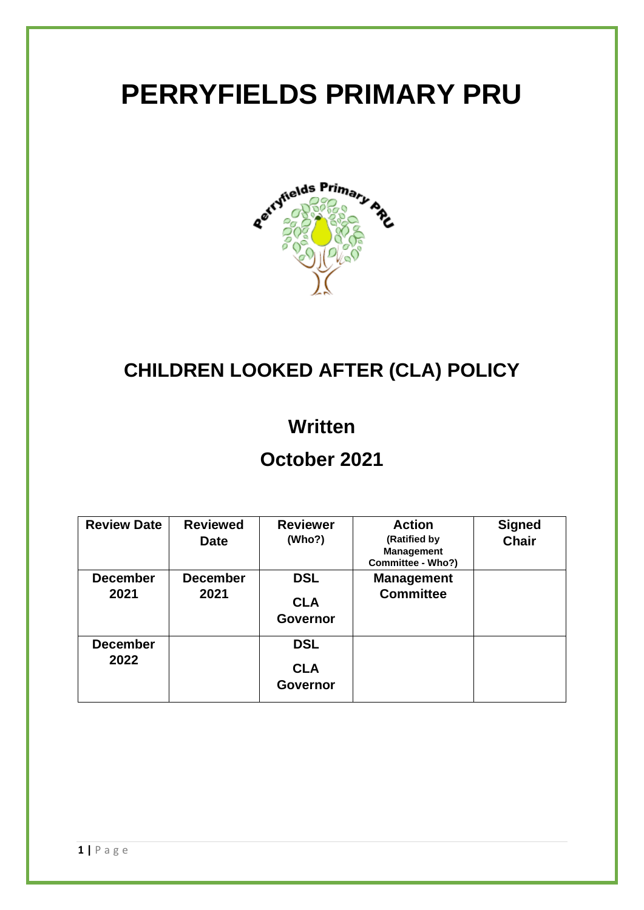# PERRYFIELDS PRIMARY PRU

## CHILDREN LOOKED AFTER (CLA) POLICY

### Written

### October 2021

| Review Date | Reviewed Date | Reviewer (Who?) | Action (Ratified by Management Committee - Who?) | Signed Chair |
|---|---|---|---|---|
| December 2021 | December 2021 | DSL<br><br>CLA Governor | Management Committee | |
| December 2022 | | DSL<br><br>CLA Governor | | |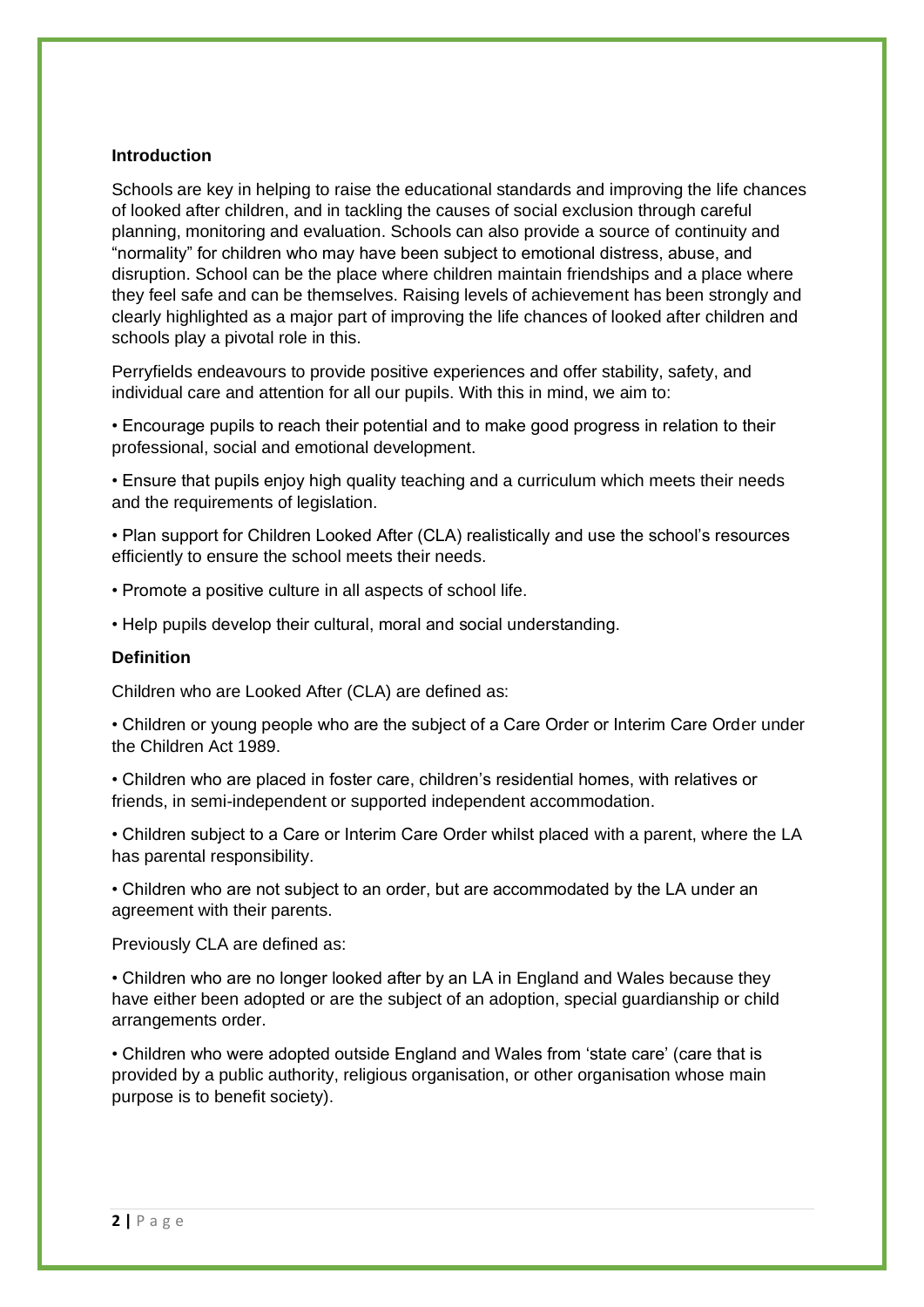## Introduction

Schools are key in helping to raise the educational standards and improving the life chances of looked after children, and in tackling the causes of social exclusion through careful planning, monitoring and evaluation. Schools can also provide a source of continuity and "normality" for children who may have been subject to emotional distress, abuse, and disruption. School can be the place where children maintain friendships and a place where they feel safe and can be themselves. Raising levels of achievement has been strongly and clearly highlighted as a major part of improving the life chances of looked after children and schools play a pivotal role in this.

Perryfields endeavours to provide positive experiences and offer stability, safety, and individual care and attention for all our pupils. With this in mind, we aim to:

- Encourage pupils to reach their potential and to make good progress in relation to their professional, social and emotional development.
- Ensure that pupils enjoy high quality teaching and a curriculum which meets their needs and the requirements of legislation.
- Plan support for Children Looked After (CLA) realistically and use the school's resources efficiently to ensure the school meets their needs.
- Promote a positive culture in all aspects of school life.
- Help pupils develop their cultural, moral and social understanding.

## Definition

Children who are Looked After (CLA) are defined as:

- Children or young people who are the subject of a Care Order or Interim Care Order under the Children Act 1989.
- Children who are placed in foster care, children's residential homes, with relatives or friends, in semi-independent or supported independent accommodation.
- Children subject to a Care or Interim Care Order whilst placed with a parent, where the LA has parental responsibility.
- Children who are not subject to an order, but are accommodated by the LA under an agreement with their parents.

Previously CLA are defined as:

- Children who are no longer looked after by an LA in England and Wales because they have either been adopted or are the subject of an adoption, special guardianship or child arrangements order.
- Children who were adopted outside England and Wales from 'state care' (care that is provided by a public authority, religious organisation, or other organisation whose main purpose is to benefit society).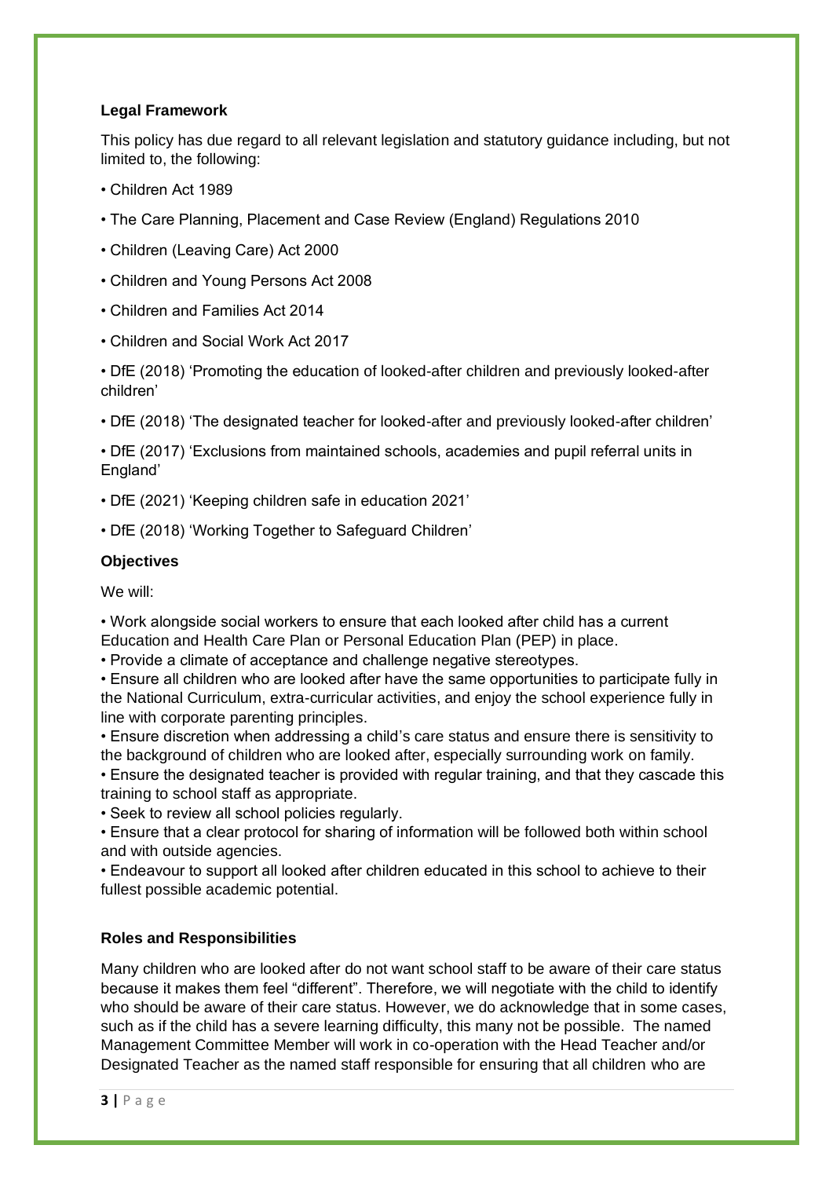### Legal Framework

This policy has due regard to all relevant legislation and statutory guidance including, but not limited to, the following:

- Children Act 1989
- The Care Planning, Placement and Case Review (England) Regulations 2010
- Children (Leaving Care) Act 2000
- Children and Young Persons Act 2008
- Children and Families Act 2014
- Children and Social Work Act 2017
- DfE (2018) 'Promoting the education of looked-after children and previously looked-after children'
- DfE (2018) 'The designated teacher for looked-after and previously looked-after children'
- DfE (2017) 'Exclusions from maintained schools, academies and pupil referral units in England'
- DfE (2021) 'Keeping children safe in education 2021'
- DfE (2018) 'Working Together to Safeguard Children'

### Objectives

We will:

- Work alongside social workers to ensure that each looked after child has a current Education and Health Care Plan or Personal Education Plan (PEP) in place.
- Provide a climate of acceptance and challenge negative stereotypes.
- Ensure all children who are looked after have the same opportunities to participate fully in the National Curriculum, extra-curricular activities, and enjoy the school experience fully in line with corporate parenting principles.
- Ensure discretion when addressing a child's care status and ensure there is sensitivity to the background of children who are looked after, especially surrounding work on family.
- Ensure the designated teacher is provided with regular training, and that they cascade this training to school staff as appropriate.
- Seek to review all school policies regularly.
- Ensure that a clear protocol for sharing of information will be followed both within school and with outside agencies.
- Endeavour to support all looked after children educated in this school to achieve to their fullest possible academic potential.

### Roles and Responsibilities

Many children who are looked after do not want school staff to be aware of their care status because it makes them feel "different". Therefore, we will negotiate with the child to identify who should be aware of their care status. However, we do acknowledge that in some cases, such as if the child has a severe learning difficulty, this many not be possible. The named Management Committee Member will work in co-operation with the Head Teacher and/or Designated Teacher as the named staff responsible for ensuring that all children who are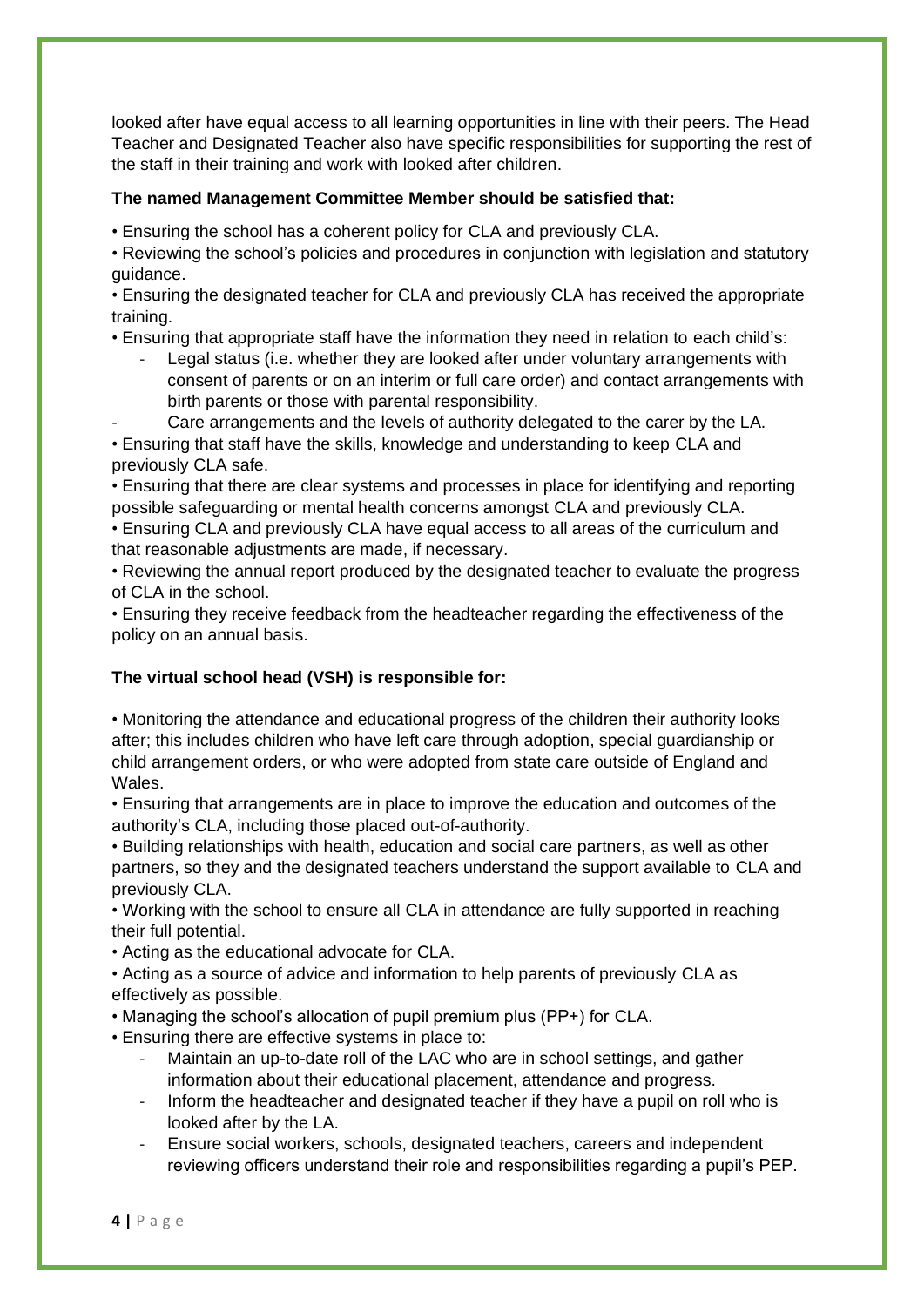looked after have equal access to all learning opportunities in line with their peers. The Head Teacher and Designated Teacher also have specific responsibilities for supporting the rest of the staff in their training and work with looked after children.

**The named Management Committee Member should be satisfied that:**

- Ensuring the school has a coherent policy for CLA and previously CLA.
- Reviewing the school's policies and procedures in conjunction with legislation and statutory guidance.
- Ensuring the designated teacher for CLA and previously CLA has received the appropriate training.
- Ensuring that appropriate staff have the information they need in relation to each child's:
  - Legal status (i.e. whether they are looked after under voluntary arrangements with consent of parents or on an interim or full care order) and contact arrangements with birth parents or those with parental responsibility.
  - Care arrangements and the levels of authority delegated to the carer by the LA.
- Ensuring that staff have the skills, knowledge and understanding to keep CLA and previously CLA safe.
- Ensuring that there are clear systems and processes in place for identifying and reporting possible safeguarding or mental health concerns amongst CLA and previously CLA.
- Ensuring CLA and previously CLA have equal access to all areas of the curriculum and that reasonable adjustments are made, if necessary.
- Reviewing the annual report produced by the designated teacher to evaluate the progress of CLA in the school.
- Ensuring they receive feedback from the headteacher regarding the effectiveness of the policy on an annual basis.

**The virtual school head (VSH) is responsible for:**

- Monitoring the attendance and educational progress of the children their authority looks after; this includes children who have left care through adoption, special guardianship or child arrangement orders, or who were adopted from state care outside of England and Wales.
- Ensuring that arrangements are in place to improve the education and outcomes of the authority's CLA, including those placed out-of-authority.
- Building relationships with health, education and social care partners, as well as other partners, so they and the designated teachers understand the support available to CLA and previously CLA.
- Working with the school to ensure all CLA in attendance are fully supported in reaching their full potential.
- Acting as the educational advocate for CLA.
- Acting as a source of advice and information to help parents of previously CLA as effectively as possible.
- Managing the school's allocation of pupil premium plus (PP+) for CLA.
- Ensuring there are effective systems in place to:
  - Maintain an up-to-date roll of the LAC who are in school settings, and gather information about their educational placement, attendance and progress.
  - Inform the headteacher and designated teacher if they have a pupil on roll who is looked after by the LA.
  - Ensure social workers, schools, designated teachers, careers and independent reviewing officers understand their role and responsibilities regarding a pupil's PEP.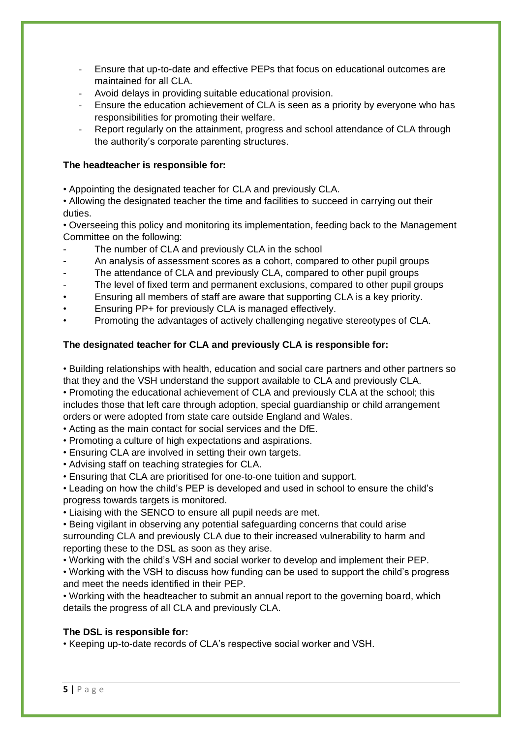- Ensure that up-to-date and effective PEPs that focus on educational outcomes are maintained for all CLA.
- Avoid delays in providing suitable educational provision.
- Ensure the education achievement of CLA is seen as a priority by everyone who has responsibilities for promoting their welfare.
- Report regularly on the attainment, progress and school attendance of CLA through the authority's corporate parenting structures.

**The headteacher is responsible for:**

- Appointing the designated teacher for CLA and previously CLA.
- Allowing the designated teacher the time and facilities to succeed in carrying out their duties.
- Overseeing this policy and monitoring its implementation, feeding back to the Management Committee on the following:
  - The number of CLA and previously CLA in the school
  - An analysis of assessment scores as a cohort, compared to other pupil groups
  - The attendance of CLA and previously CLA, compared to other pupil groups
  - The level of fixed term and permanent exclusions, compared to other pupil groups
- Ensuring all members of staff are aware that supporting CLA is a key priority.
- Ensuring PP+ for previously CLA is managed effectively.
- Promoting the advantages of actively challenging negative stereotypes of CLA.

**The designated teacher for CLA and previously CLA is responsible for:**

- Building relationships with health, education and social care partners and other partners so that they and the VSH understand the support available to CLA and previously CLA.
- Promoting the educational achievement of CLA and previously CLA at the school; this includes those that left care through adoption, special guardianship or child arrangement orders or were adopted from state care outside England and Wales.
- Acting as the main contact for social services and the DfE.
- Promoting a culture of high expectations and aspirations.
- Ensuring CLA are involved in setting their own targets.
- Advising staff on teaching strategies for CLA.
- Ensuring that CLA are prioritised for one-to-one tuition and support.
- Leading on how the child's PEP is developed and used in school to ensure the child's progress towards targets is monitored.
- Liaising with the SENCO to ensure all pupil needs are met.
- Being vigilant in observing any potential safeguarding concerns that could arise surrounding CLA and previously CLA due to their increased vulnerability to harm and reporting these to the DSL as soon as they arise.
- Working with the child's VSH and social worker to develop and implement their PEP.
- Working with the VSH to discuss how funding can be used to support the child's progress and meet the needs identified in their PEP.
- Working with the headteacher to submit an annual report to the governing board, which details the progress of all CLA and previously CLA.

**The DSL is responsible for:**

- Keeping up-to-date records of CLA's respective social worker and VSH.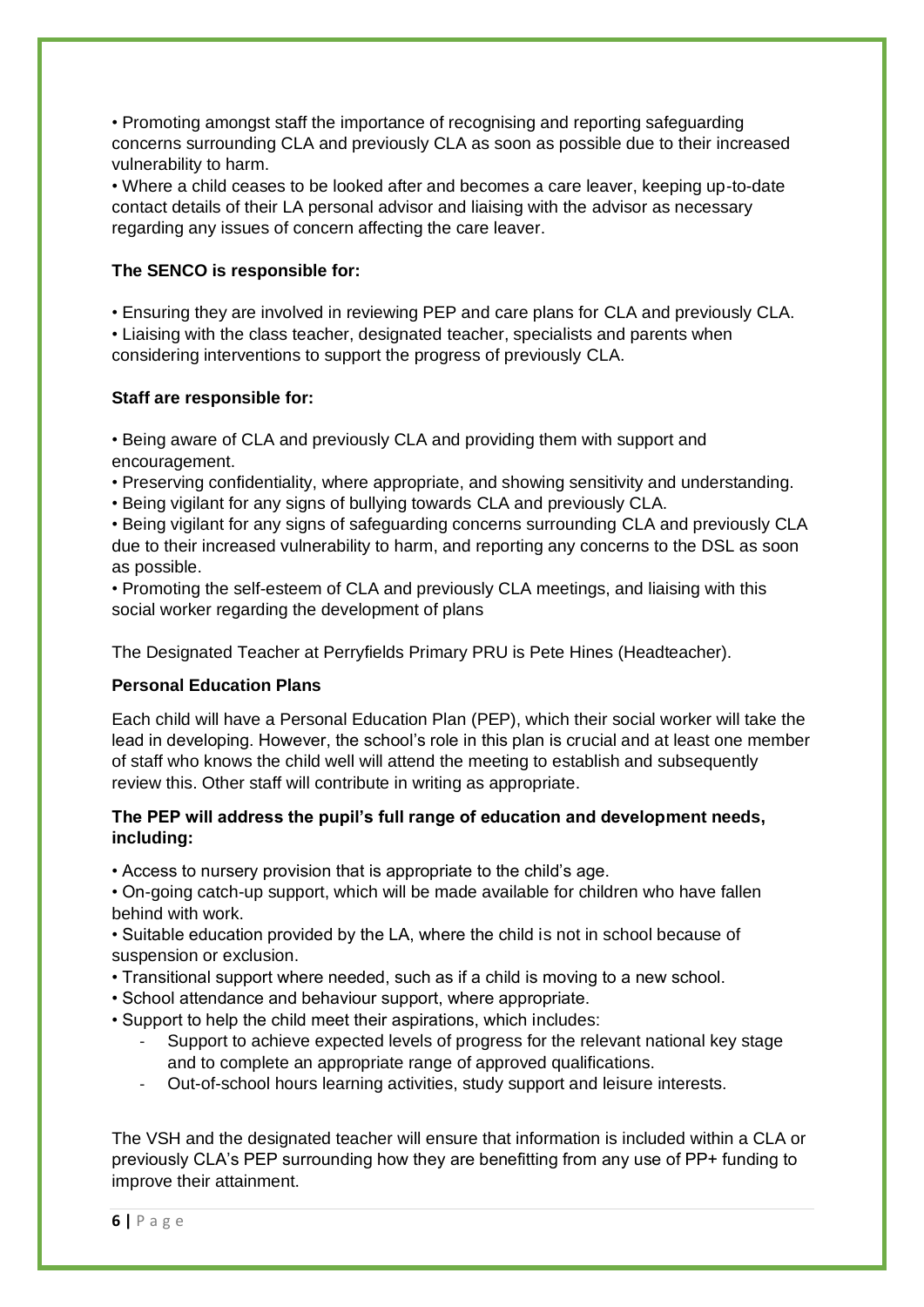- Promoting amongst staff the importance of recognising and reporting safeguarding concerns surrounding CLA and previously CLA as soon as possible due to their increased vulnerability to harm.
- Where a child ceases to be looked after and becomes a care leaver, keeping up-to-date contact details of their LA personal advisor and liaising with the advisor as necessary regarding any issues of concern affecting the care leaver.

**The SENCO is responsible for:**

- Ensuring they are involved in reviewing PEP and care plans for CLA and previously CLA.
- Liaising with the class teacher, designated teacher, specialists and parents when considering interventions to support the progress of previously CLA.

**Staff are responsible for:**

- Being aware of CLA and previously CLA and providing them with support and encouragement.
- Preserving confidentiality, where appropriate, and showing sensitivity and understanding.
- Being vigilant for any signs of bullying towards CLA and previously CLA.
- Being vigilant for any signs of safeguarding concerns surrounding CLA and previously CLA due to their increased vulnerability to harm, and reporting any concerns to the DSL as soon as possible.
- Promoting the self-esteem of CLA and previously CLA meetings, and liaising with this social worker regarding the development of plans

The Designated Teacher at Perryfields Primary PRU is Pete Hines (Headteacher).

**Personal Education Plans**

Each child will have a Personal Education Plan (PEP), which their social worker will take the lead in developing. However, the school's role in this plan is crucial and at least one member of staff who knows the child well will attend the meeting to establish and subsequently review this. Other staff will contribute in writing as appropriate.

**The PEP will address the pupil's full range of education and development needs, including:**

- Access to nursery provision that is appropriate to the child's age.
- On-going catch-up support, which will be made available for children who have fallen behind with work.
- Suitable education provided by the LA, where the child is not in school because of suspension or exclusion.
- Transitional support where needed, such as if a child is moving to a new school.
- School attendance and behaviour support, where appropriate.
- Support to help the child meet their aspirations, which includes:
    - Support to achieve expected levels of progress for the relevant national key stage and to complete an appropriate range of approved qualifications.
    - Out-of-school hours learning activities, study support and leisure interests.

The VSH and the designated teacher will ensure that information is included within a CLA or previously CLA's PEP surrounding how they are benefitting from any use of PP+ funding to improve their attainment.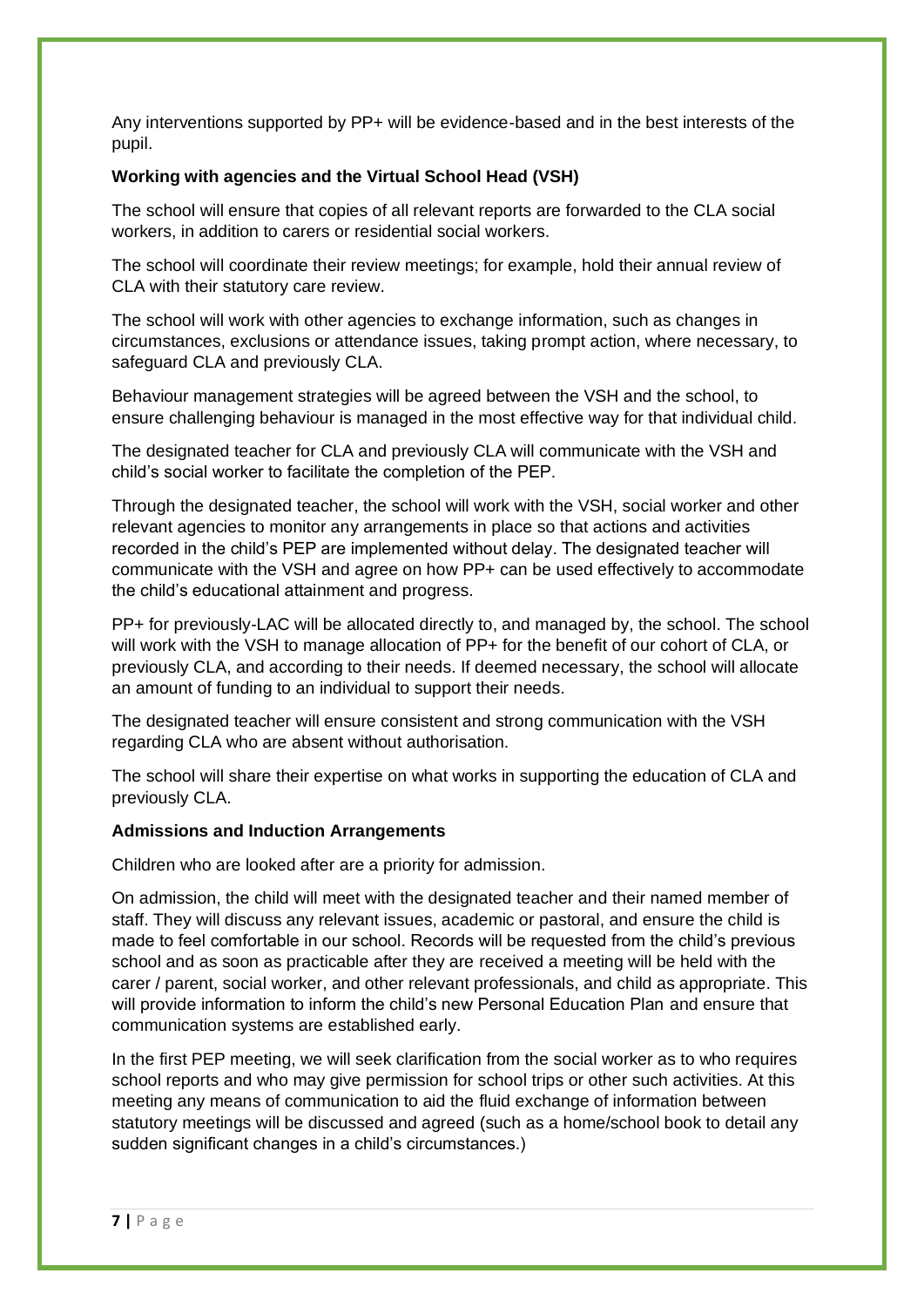Any interventions supported by PP+ will be evidence-based and in the best interests of the pupil.

**Working with agencies and the Virtual School Head (VSH)**

The school will ensure that copies of all relevant reports are forwarded to the CLA social workers, in addition to carers or residential social workers.

The school will coordinate their review meetings; for example, hold their annual review of CLA with their statutory care review.

The school will work with other agencies to exchange information, such as changes in circumstances, exclusions or attendance issues, taking prompt action, where necessary, to safeguard CLA and previously CLA.

Behaviour management strategies will be agreed between the VSH and the school, to ensure challenging behaviour is managed in the most effective way for that individual child.

The designated teacher for CLA and previously CLA will communicate with the VSH and child's social worker to facilitate the completion of the PEP.

Through the designated teacher, the school will work with the VSH, social worker and other relevant agencies to monitor any arrangements in place so that actions and activities recorded in the child's PEP are implemented without delay. The designated teacher will communicate with the VSH and agree on how PP+ can be used effectively to accommodate the child's educational attainment and progress.

PP+ for previously-LAC will be allocated directly to, and managed by, the school. The school will work with the VSH to manage allocation of PP+ for the benefit of our cohort of CLA, or previously CLA, and according to their needs. If deemed necessary, the school will allocate an amount of funding to an individual to support their needs.

The designated teacher will ensure consistent and strong communication with the VSH regarding CLA who are absent without authorisation.

The school will share their expertise on what works in supporting the education of CLA and previously CLA.

**Admissions and Induction Arrangements**

Children who are looked after are a priority for admission.

On admission, the child will meet with the designated teacher and their named member of staff. They will discuss any relevant issues, academic or pastoral, and ensure the child is made to feel comfortable in our school. Records will be requested from the child's previous school and as soon as practicable after they are received a meeting will be held with the carer / parent, social worker, and other relevant professionals, and child as appropriate. This will provide information to inform the child's new Personal Education Plan and ensure that communication systems are established early.

In the first PEP meeting, we will seek clarification from the social worker as to who requires school reports and who may give permission for school trips or other such activities. At this meeting any means of communication to aid the fluid exchange of information between statutory meetings will be discussed and agreed (such as a home/school book to detail any sudden significant changes in a child's circumstances.)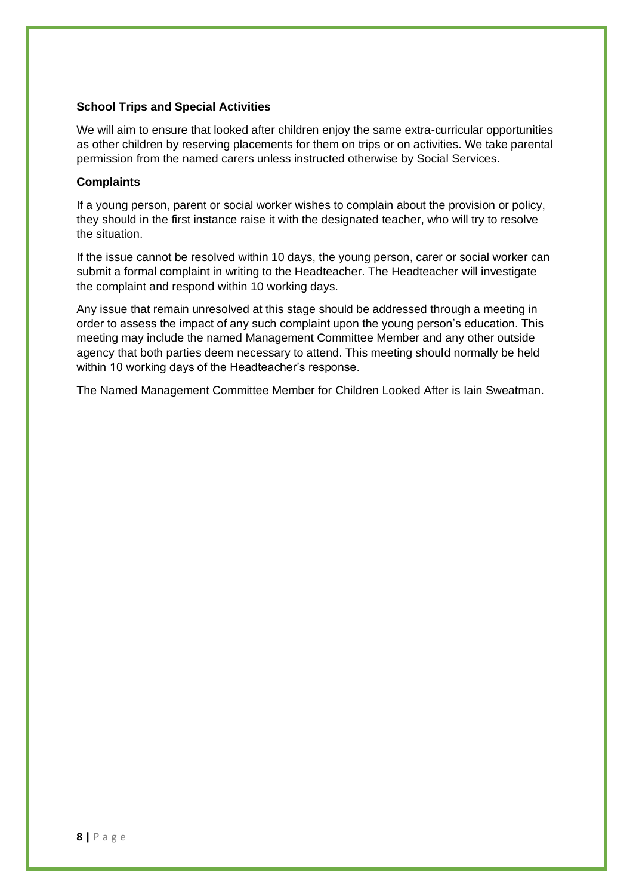### School Trips and Special Activities

We will aim to ensure that looked after children enjoy the same extra-curricular opportunities as other children by reserving placements for them on trips or on activities. We take parental permission from the named carers unless instructed otherwise by Social Services.

### Complaints

If a young person, parent or social worker wishes to complain about the provision or policy, they should in the first instance raise it with the designated teacher, who will try to resolve the situation.

If the issue cannot be resolved within 10 days, the young person, carer or social worker can submit a formal complaint in writing to the Headteacher. The Headteacher will investigate the complaint and respond within 10 working days.

Any issue that remain unresolved at this stage should be addressed through a meeting in order to assess the impact of any such complaint upon the young person's education. This meeting may include the named Management Committee Member and any other outside agency that both parties deem necessary to attend. This meeting should normally be held within 10 working days of the Headteacher's response.

The Named Management Committee Member for Children Looked After is Iain Sweatman.